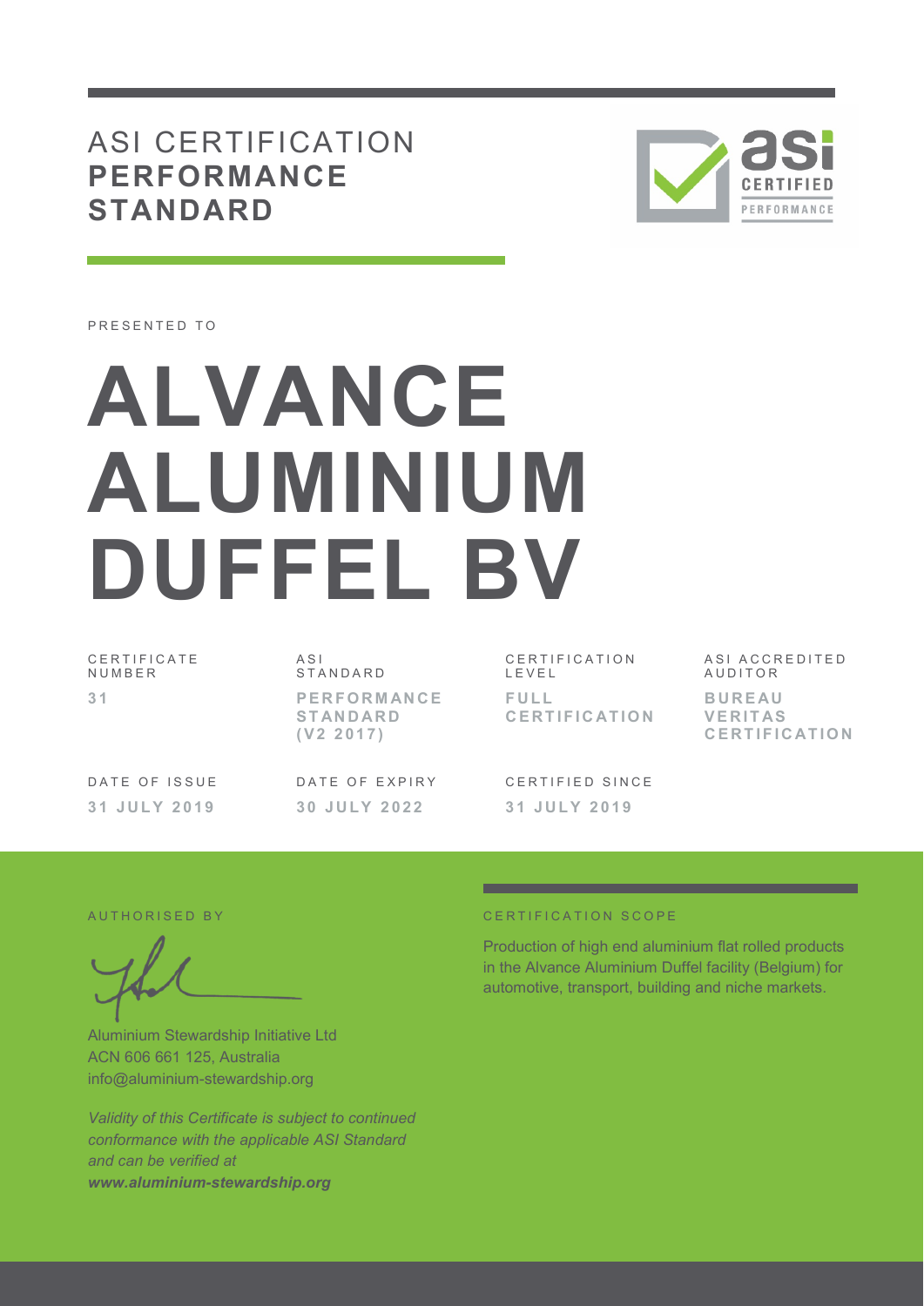# ASI CERTIFICATION **PERFORMANCE STANDARD**

PRESENTED TO

# ALVANCE ALUMINIUM DUFFEL BV

| CERTIFICATE NUMBER | ASI STANDARD | CERTIFICATION LEVEL | ASI ACCREDITED AUDITOR |
|---|---|---|---|
| **31** | **PERFORMANCE STANDARD (V2 2017)** | **FULL CERTIFICATION** | **BUREAU VERITAS CERTIFICATION** |

| DATE OF ISSUE | DATE OF EXPIRY | CERTIFIED SINCE |
|---|---|---|
| **31 JULY 2019** | **30 JULY 2022** | **31 JULY 2019** |

AUTHORISED BY

Aluminium Stewardship Initiative Ltd
ACN 606 661 125, Australia
info@aluminium-stewardship.org

*Validity of this Certificate is subject to continued conformance with the applicable ASI Standard and can be verified at* ***www.aluminium-stewardship.org***

CERTIFICATION SCOPE

Production of high end aluminium flat rolled products in the Alvance Aluminium Duffel facility (Belgium) for automotive, transport, building and niche markets.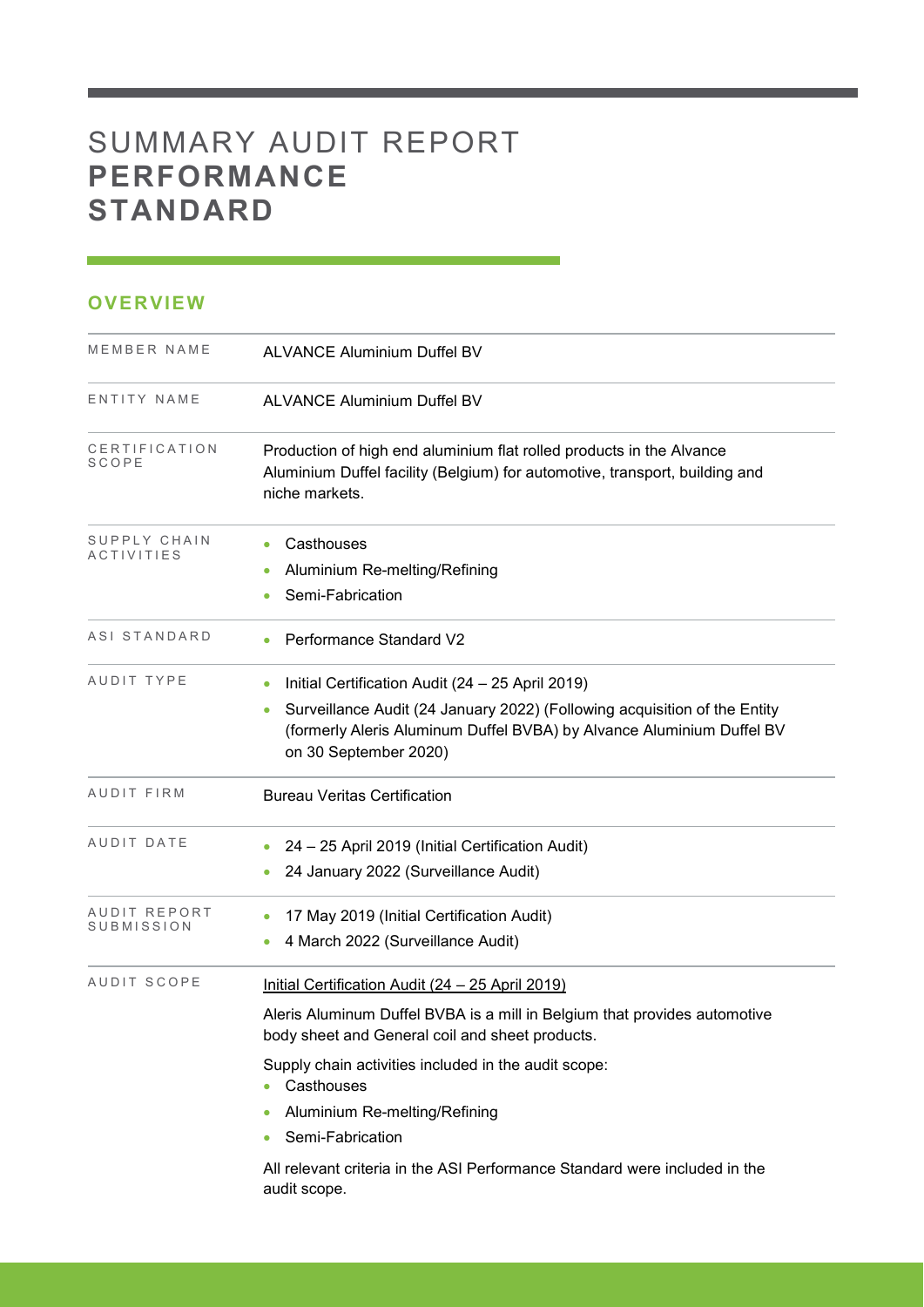# SUMMARY AUDIT REPORT **PERFORMANCE STANDARD**

## OVERVIEW

| | |
|---|---|
| MEMBER NAME | ALVANCE Aluminium Duffel BV |
| ENTITY NAME | ALVANCE Aluminium Duffel BV |
| CERTIFICATION SCOPE | Production of high end aluminium flat rolled products in the Alvance Aluminium Duffel facility (Belgium) for automotive, transport, building and niche markets. |
| SUPPLY CHAIN ACTIVITIES | • Casthouses<br>• Aluminium Re-melting/Refining<br>• Semi-Fabrication |
| ASI STANDARD | • Performance Standard V2 |
| AUDIT TYPE | • Initial Certification Audit (24 – 25 April 2019)<br>• Surveillance Audit (24 January 2022) (Following acquisition of the Entity (formerly Aleris Aluminum Duffel BVBA) by Alvance Aluminium Duffel BV on 30 September 2020) |
| AUDIT FIRM | Bureau Veritas Certification |
| AUDIT DATE | • 24 – 25 April 2019 (Initial Certification Audit)<br>• 24 January 2022 (Surveillance Audit) |
| AUDIT REPORT SUBMISSION | • 17 May 2019 (Initial Certification Audit)<br>• 4 March 2022 (Surveillance Audit) |
| AUDIT SCOPE | Initial Certification Audit (24 – 25 April 2019)<br><br>Aleris Aluminum Duffel BVBA is a mill in Belgium that provides automotive body sheet and General coil and sheet products.<br><br>Supply chain activities included in the audit scope:<br>• Casthouses<br>• Aluminium Re-melting/Refining<br>• Semi-Fabrication<br><br>All relevant criteria in the ASI Performance Standard were included in the audit scope. |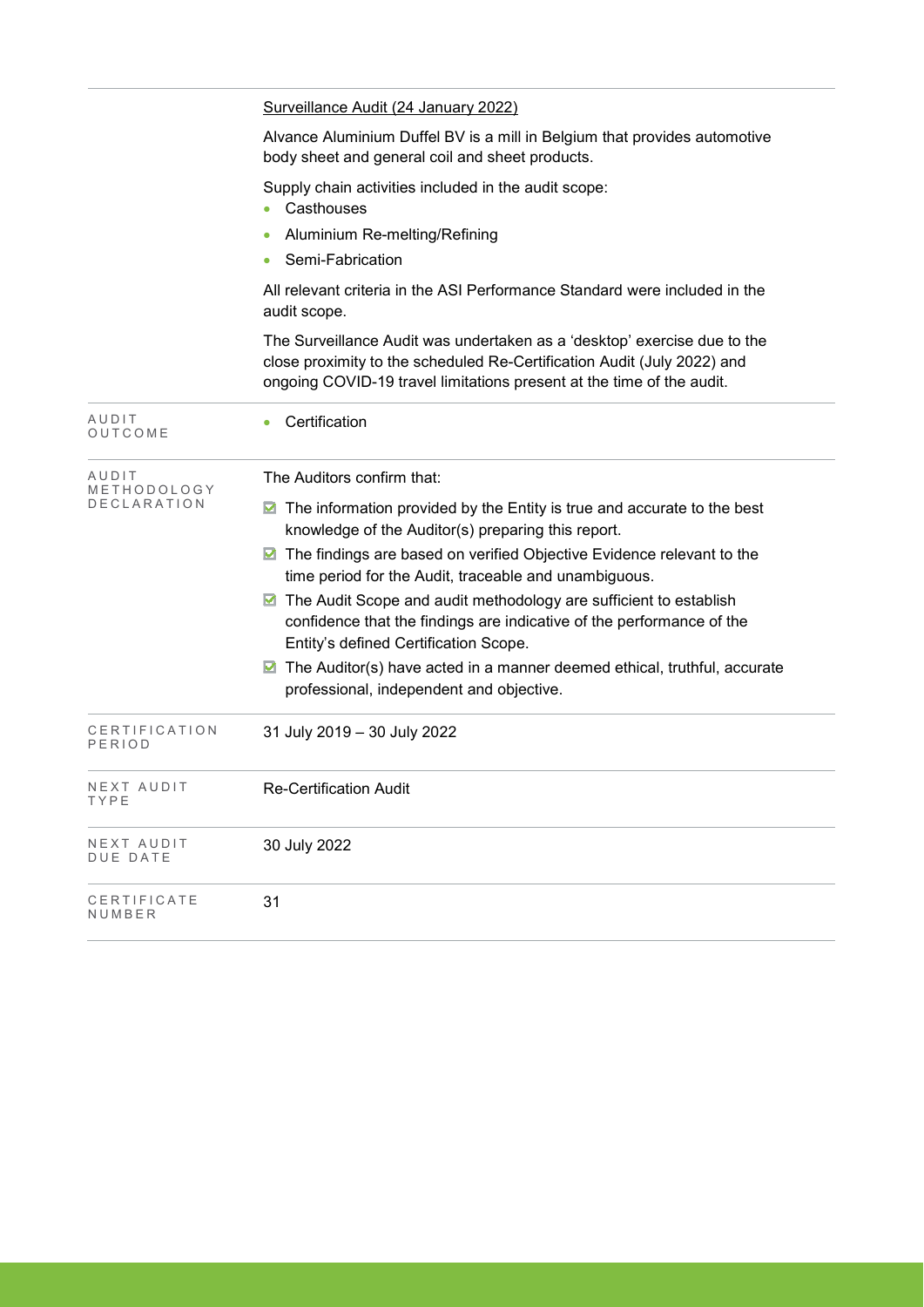| | |
|---|---|
| | Surveillance Audit (24 January 2022)<br><br>Alvance Aluminium Duffel BV is a mill in Belgium that provides automotive body sheet and general coil and sheet products.<br><br>Supply chain activities included in the audit scope:<br>• Casthouses<br>• Aluminium Re-melting/Refining<br>• Semi-Fabrication<br><br>All relevant criteria in the ASI Performance Standard were included in the audit scope.<br><br>The Surveillance Audit was undertaken as a 'desktop' exercise due to the close proximity to the scheduled Re-Certification Audit (July 2022) and ongoing COVID-19 travel limitations present at the time of the audit. |
| AUDIT OUTCOME | • Certification |
| AUDIT METHODOLOGY DECLARATION | The Auditors confirm that:<br><br>☑ The information provided by the Entity is true and accurate to the best knowledge of the Auditor(s) preparing this report.<br>☑ The findings are based on verified Objective Evidence relevant to the time period for the Audit, traceable and unambiguous.<br>☑ The Audit Scope and audit methodology are sufficient to establish confidence that the findings are indicative of the performance of the Entity's defined Certification Scope.<br>☑ The Auditor(s) have acted in a manner deemed ethical, truthful, accurate professional, independent and objective. |
| CERTIFICATION PERIOD | 31 July 2019 – 30 July 2022 |
| NEXT AUDIT TYPE | Re-Certification Audit |
| NEXT AUDIT DUE DATE | 30 July 2022 |
| CERTIFICATE NUMBER | 31 |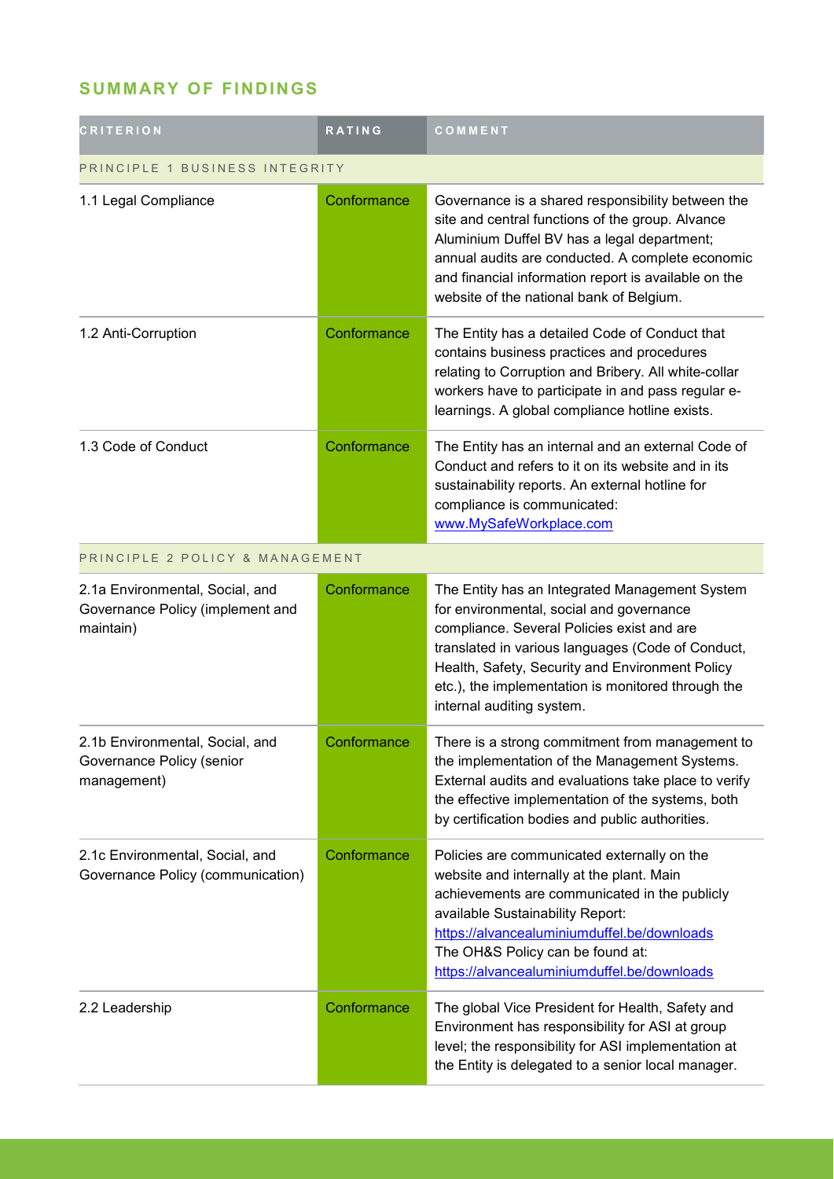## SUMMARY OF FINDINGS

| CRITERION | RATING | COMMENT |
|---|---|---|
| PRINCIPLE 1 BUSINESS INTEGRITY | | |
| 1.1 Legal Compliance | Conformance | Governance is a shared responsibility between the site and central functions of the group. Alvance Aluminium Duffel BV has a legal department; annual audits are conducted. A complete economic and financial information report is available on the website of the national bank of Belgium. |
| 1.2 Anti-Corruption | Conformance | The Entity has a detailed Code of Conduct that contains business practices and procedures relating to Corruption and Bribery. All white-collar workers have to participate in and pass regular e-learnings. A global compliance hotline exists. |
| 1.3 Code of Conduct | Conformance | The Entity has an internal and an external Code of Conduct and refers to it on its website and in its sustainability reports. An external hotline for compliance is communicated: [www.MySafeWorkplace.com](www.MySafeWorkplace.com) |
| PRINCIPLE 2 POLICY & MANAGEMENT | | |
| 2.1a Environmental, Social, and Governance Policy (implement and maintain) | Conformance | The Entity has an Integrated Management System for environmental, social and governance compliance. Several Policies exist and are translated in various languages (Code of Conduct, Health, Safety, Security and Environment Policy etc.), the implementation is monitored through the internal auditing system. |
| 2.1b Environmental, Social, and Governance Policy (senior management) | Conformance | There is a strong commitment from management to the implementation of the Management Systems. External audits and evaluations take place to verify the effective implementation of the systems, both by certification bodies and public authorities. |
| 2.1c Environmental, Social, and Governance Policy (communication) | Conformance | Policies are communicated externally on the website and internally at the plant. Main achievements are communicated in the publicly available Sustainability Report: [https://alvancealuminiumduffel.be/downloads](https://alvancealuminiumduffel.be/downloads) The OH&S Policy can be found at: [https://alvancealuminiumduffel.be/downloads](https://alvancealuminiumduffel.be/downloads) |
| 2.2 Leadership | Conformance | The global Vice President for Health, Safety and Environment has responsibility for ASI at group level; the responsibility for ASI implementation at the Entity is delegated to a senior local manager. |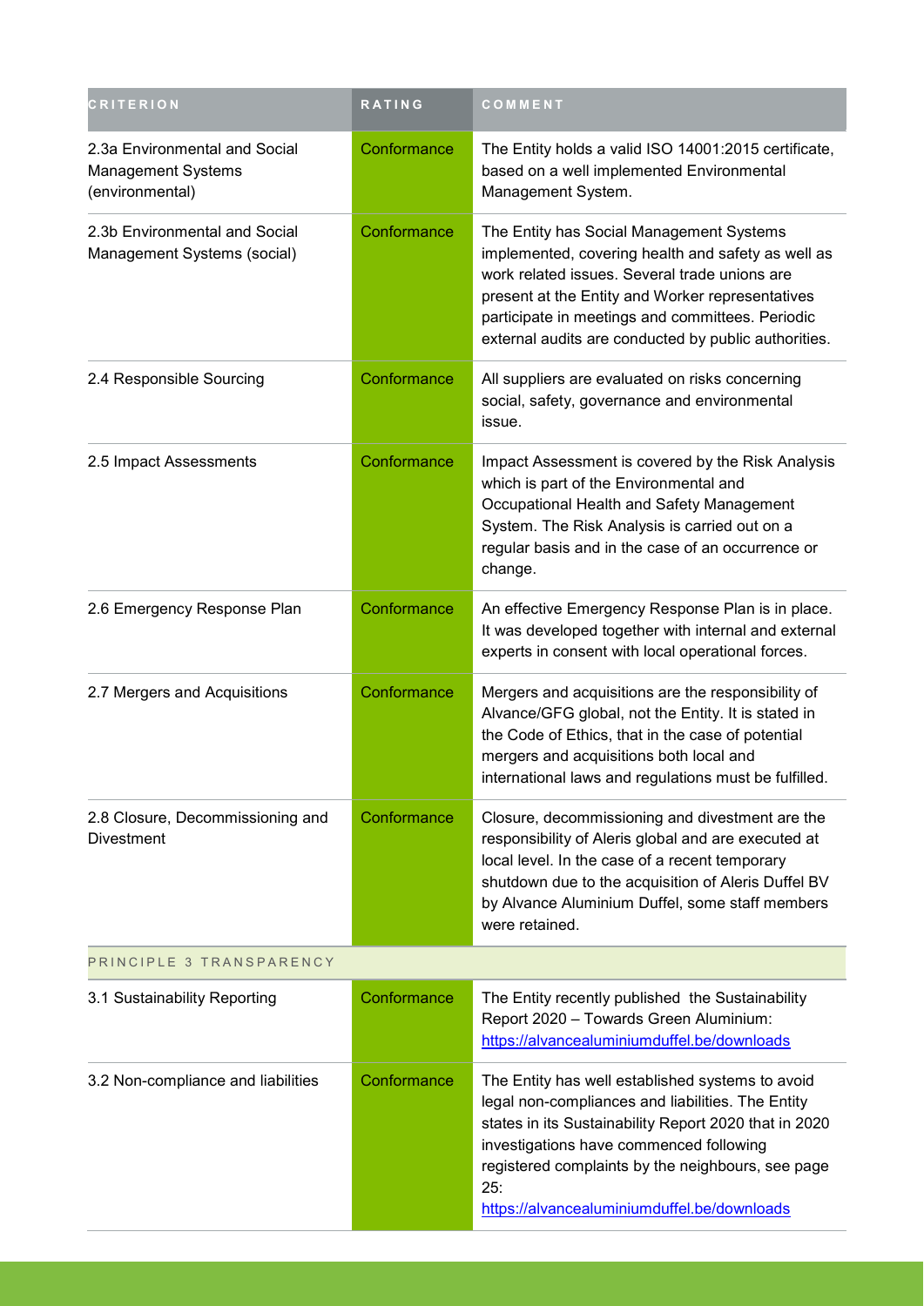| CRITERION | RATING | COMMENT |
|---|---|---|
| 2.3a Environmental and Social Management Systems (environmental) | Conformance | The Entity holds a valid ISO 14001:2015 certificate, based on a well implemented Environmental Management System. |
| 2.3b Environmental and Social Management Systems (social) | Conformance | The Entity has Social Management Systems implemented, covering health and safety as well as work related issues. Several trade unions are present at the Entity and Worker representatives participate in meetings and committees. Periodic external audits are conducted by public authorities. |
| 2.4 Responsible Sourcing | Conformance | All suppliers are evaluated on risks concerning social, safety, governance and environmental issue. |
| 2.5 Impact Assessments | Conformance | Impact Assessment is covered by the Risk Analysis which is part of the Environmental and Occupational Health and Safety Management System. The Risk Analysis is carried out on a regular basis and in the case of an occurrence or change. |
| 2.6 Emergency Response Plan | Conformance | An effective Emergency Response Plan is in place. It was developed together with internal and external experts in consent with local operational forces. |
| 2.7 Mergers and Acquisitions | Conformance | Mergers and acquisitions are the responsibility of Alvance/GFG global, not the Entity. It is stated in the Code of Ethics, that in the case of potential mergers and acquisitions both local and international laws and regulations must be fulfilled. |
| 2.8 Closure, Decommissioning and Divestment | Conformance | Closure, decommissioning and divestment are the responsibility of Aleris global and are executed at local level. In the case of a recent temporary shutdown due to the acquisition of Aleris Duffel BV by Alvance Aluminium Duffel, some staff members were retained. |
| PRINCIPLE 3 TRANSPARENCY | | |
| 3.1 Sustainability Reporting | Conformance | The Entity recently published the Sustainability Report 2020 – Towards Green Aluminium: https://alvancealuminiumduffel.be/downloads |
| 3.2 Non-compliance and liabilities | Conformance | The Entity has well established systems to avoid legal non-compliances and liabilities. The Entity states in its Sustainability Report 2020 that in 2020 investigations have commenced following registered complaints by the neighbours, see page 25: https://alvancealuminiumduffel.be/downloads |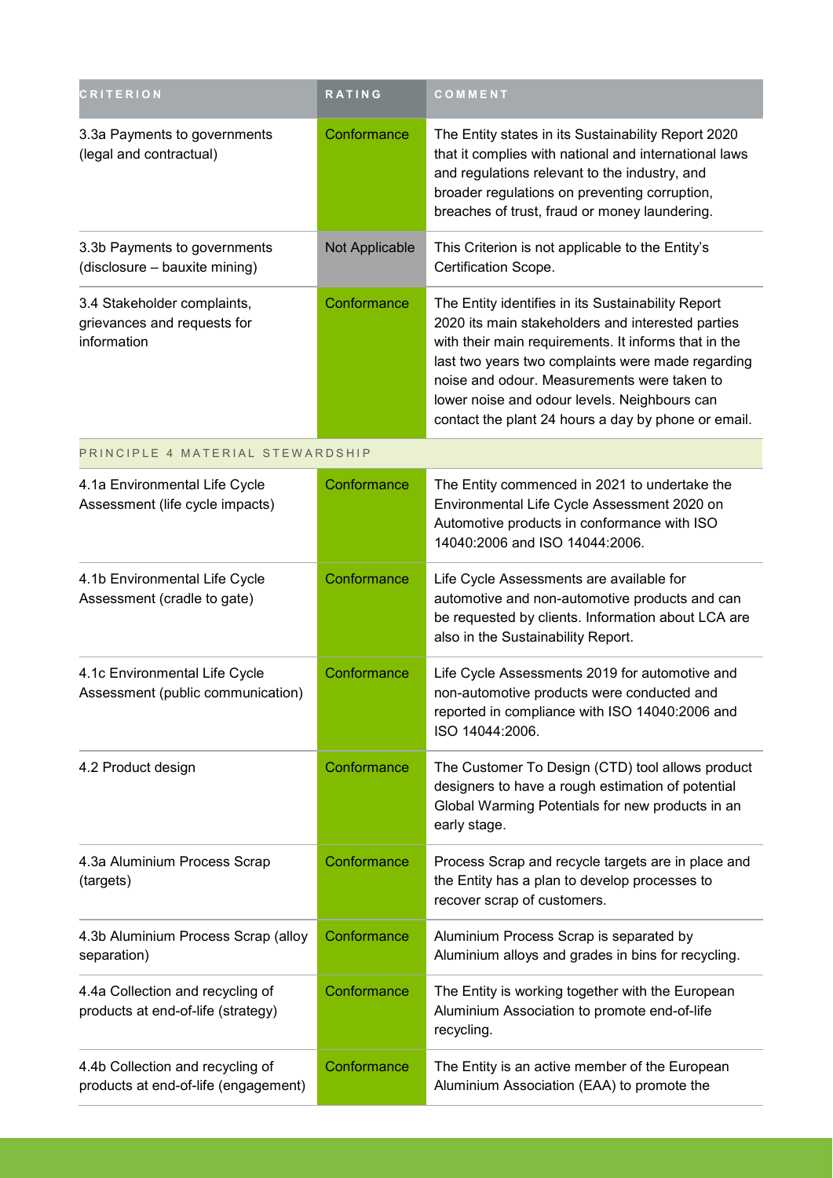| CRITERION | RATING | COMMENT |
| --- | --- | --- |
| 3.3a Payments to governments (legal and contractual) | Conformance | The Entity states in its Sustainability Report 2020 that it complies with national and international laws and regulations relevant to the industry, and broader regulations on preventing corruption, breaches of trust, fraud or money laundering. |
| 3.3b Payments to governments (disclosure – bauxite mining) | Not Applicable | This Criterion is not applicable to the Entity's Certification Scope. |
| 3.4 Stakeholder complaints, grievances and requests for information | Conformance | The Entity identifies in its Sustainability Report 2020 its main stakeholders and interested parties with their main requirements. It informs that in the last two years two complaints were made regarding noise and odour. Measurements were taken to lower noise and odour levels. Neighbours can contact the plant 24 hours a day by phone or email. |
| PRINCIPLE 4 MATERIAL STEWARDSHIP | | |
| 4.1a Environmental Life Cycle Assessment (life cycle impacts) | Conformance | The Entity commenced in 2021 to undertake the Environmental Life Cycle Assessment 2020 on Automotive products in conformance with ISO 14040:2006 and ISO 14044:2006. |
| 4.1b Environmental Life Cycle Assessment (cradle to gate) | Conformance | Life Cycle Assessments are available for automotive and non-automotive products and can be requested by clients. Information about LCA are also in the Sustainability Report. |
| 4.1c Environmental Life Cycle Assessment (public communication) | Conformance | Life Cycle Assessments 2019 for automotive and non-automotive products were conducted and reported in compliance with ISO 14040:2006 and ISO 14044:2006. |
| 4.2 Product design | Conformance | The Customer To Design (CTD) tool allows product designers to have a rough estimation of potential Global Warming Potentials for new products in an early stage. |
| 4.3a Aluminium Process Scrap (targets) | Conformance | Process Scrap and recycle targets are in place and the Entity has a plan to develop processes to recover scrap of customers. |
| 4.3b Aluminium Process Scrap (alloy separation) | Conformance | Aluminium Process Scrap is separated by Aluminium alloys and grades in bins for recycling. |
| 4.4a Collection and recycling of products at end-of-life (strategy) | Conformance | The Entity is working together with the European Aluminium Association to promote end-of-life recycling. |
| 4.4b Collection and recycling of products at end-of-life (engagement) | Conformance | The Entity is an active member of the European Aluminium Association (EAA) to promote the |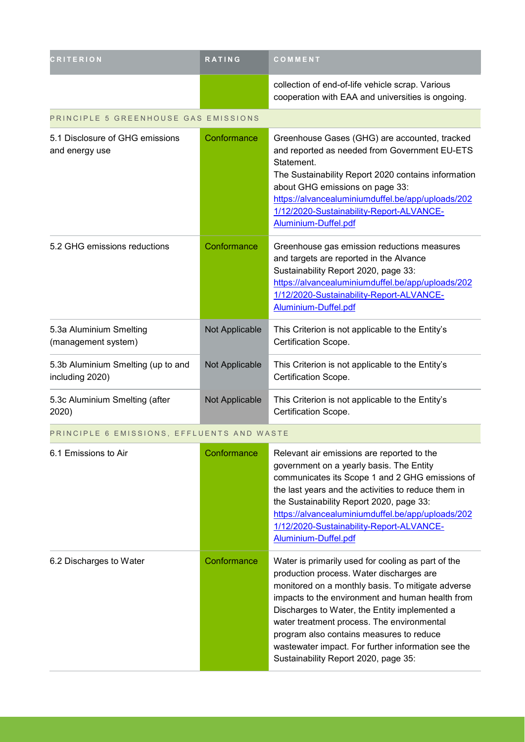| CRITERION | RATING | COMMENT |
|---|---|---|
| | | collection of end-of-life vehicle scrap. Various cooperation with EAA and universities is ongoing. |
| PRINCIPLE 5 GREENHOUSE GAS EMISSIONS | | |
| 5.1 Disclosure of GHG emissions and energy use | Conformance | Greenhouse Gases (GHG) are accounted, tracked and reported as needed from Government EU-ETS Statement.<br>The Sustainability Report 2020 contains information about GHG emissions on page 33: https://alvancealuminiumduffel.be/app/uploads/2021/12/2020-Sustainability-Report-ALVANCE-Aluminium-Duffel.pdf |
| 5.2 GHG emissions reductions | Conformance | Greenhouse gas emission reductions measures and targets are reported in the Alvance Sustainability Report 2020, page 33: https://alvancealuminiumduffel.be/app/uploads/2021/12/2020-Sustainability-Report-ALVANCE-Aluminium-Duffel.pdf |
| 5.3a Aluminium Smelting (management system) | Not Applicable | This Criterion is not applicable to the Entity's Certification Scope. |
| 5.3b Aluminium Smelting (up to and including 2020) | Not Applicable | This Criterion is not applicable to the Entity's Certification Scope. |
| 5.3c Aluminium Smelting (after 2020) | Not Applicable | This Criterion is not applicable to the Entity's Certification Scope. |
| PRINCIPLE 6 EMISSIONS, EFFLUENTS AND WASTE | | |
| 6.1 Emissions to Air | Conformance | Relevant air emissions are reported to the government on a yearly basis. The Entity communicates its Scope 1 and 2 GHG emissions of the last years and the activities to reduce them in the Sustainability Report 2020, page 33: https://alvancealuminiumduffel.be/app/uploads/2021/12/2020-Sustainability-Report-ALVANCE-Aluminium-Duffel.pdf |
| 6.2 Discharges to Water | Conformance | Water is primarily used for cooling as part of the production process. Water discharges are monitored on a monthly basis. To mitigate adverse impacts to the environment and human health from Discharges to Water, the Entity implemented a water treatment process. The environmental program also contains measures to reduce wastewater impact. For further information see the Sustainability Report 2020, page 35: |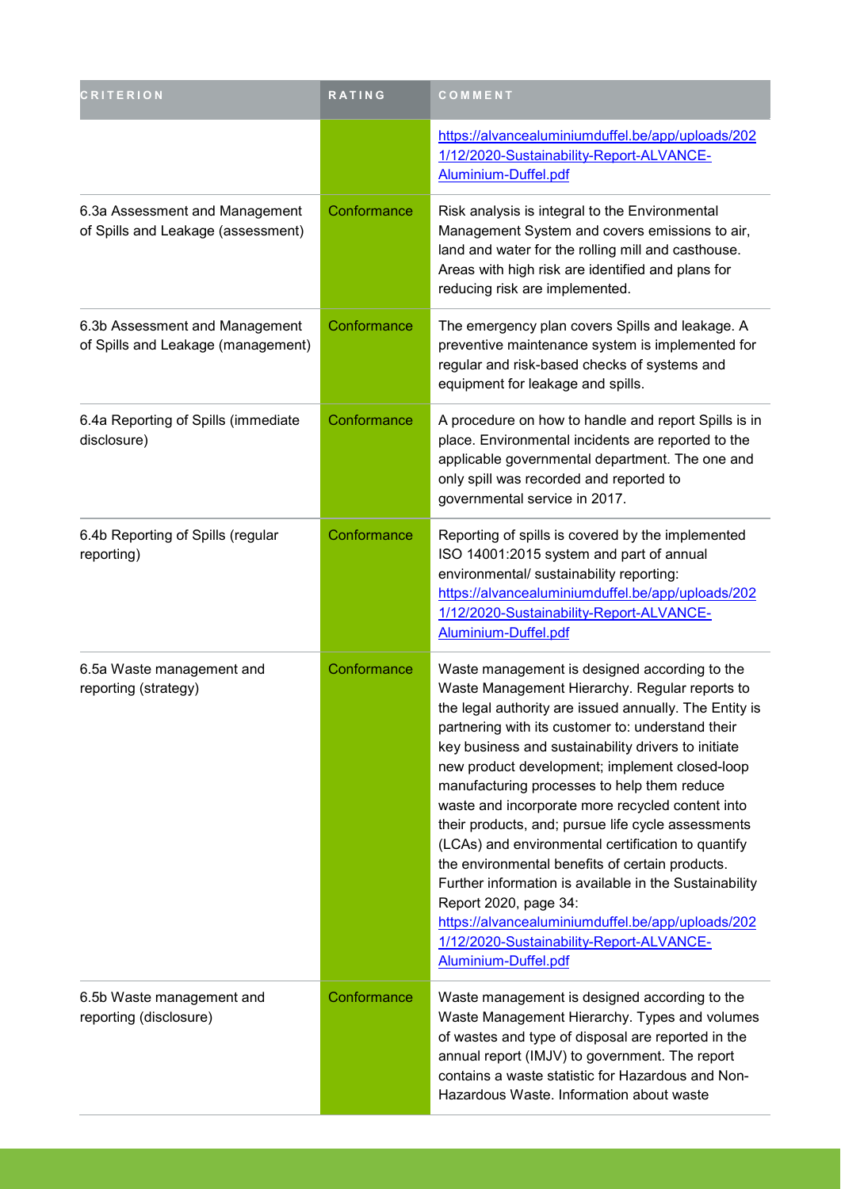| CRITERION | RATING | COMMENT |
| --- | --- | --- |
| | | https://alvancealuminiumduffel.be/app/uploads/2021/12/2020-Sustainability-Report-ALVANCE-Aluminium-Duffel.pdf |
| 6.3a Assessment and Management of Spills and Leakage (assessment) | Conformance | Risk analysis is integral to the Environmental Management System and covers emissions to air, land and water for the rolling mill and casthouse. Areas with high risk are identified and plans for reducing risk are implemented. |
| 6.3b Assessment and Management of Spills and Leakage (management) | Conformance | The emergency plan covers Spills and leakage. A preventive maintenance system is implemented for regular and risk-based checks of systems and equipment for leakage and spills. |
| 6.4a Reporting of Spills (immediate disclosure) | Conformance | A procedure on how to handle and report Spills is in place. Environmental incidents are reported to the applicable governmental department. The one and only spill was recorded and reported to governmental service in 2017. |
| 6.4b Reporting of Spills (regular reporting) | Conformance | Reporting of spills is covered by the implemented ISO 14001:2015 system and part of annual environmental/ sustainability reporting: https://alvancealuminiumduffel.be/app/uploads/2021/12/2020-Sustainability-Report-ALVANCE-Aluminium-Duffel.pdf |
| 6.5a Waste management and reporting (strategy) | Conformance | Waste management is designed according to the Waste Management Hierarchy. Regular reports to the legal authority are issued annually. The Entity is partnering with its customer to: understand their key business and sustainability drivers to initiate new product development; implement closed-loop manufacturing processes to help them reduce waste and incorporate more recycled content into their products, and; pursue life cycle assessments (LCAs) and environmental certification to quantify the environmental benefits of certain products. Further information is available in the Sustainability Report 2020, page 34: https://alvancealuminiumduffel.be/app/uploads/2021/12/2020-Sustainability-Report-ALVANCE-Aluminium-Duffel.pdf |
| 6.5b Waste management and reporting (disclosure) | Conformance | Waste management is designed according to the Waste Management Hierarchy. Types and volumes of wastes and type of disposal are reported in the annual report (IMJV) to government. The report contains a waste statistic for Hazardous and Non-Hazardous Waste. Information about waste |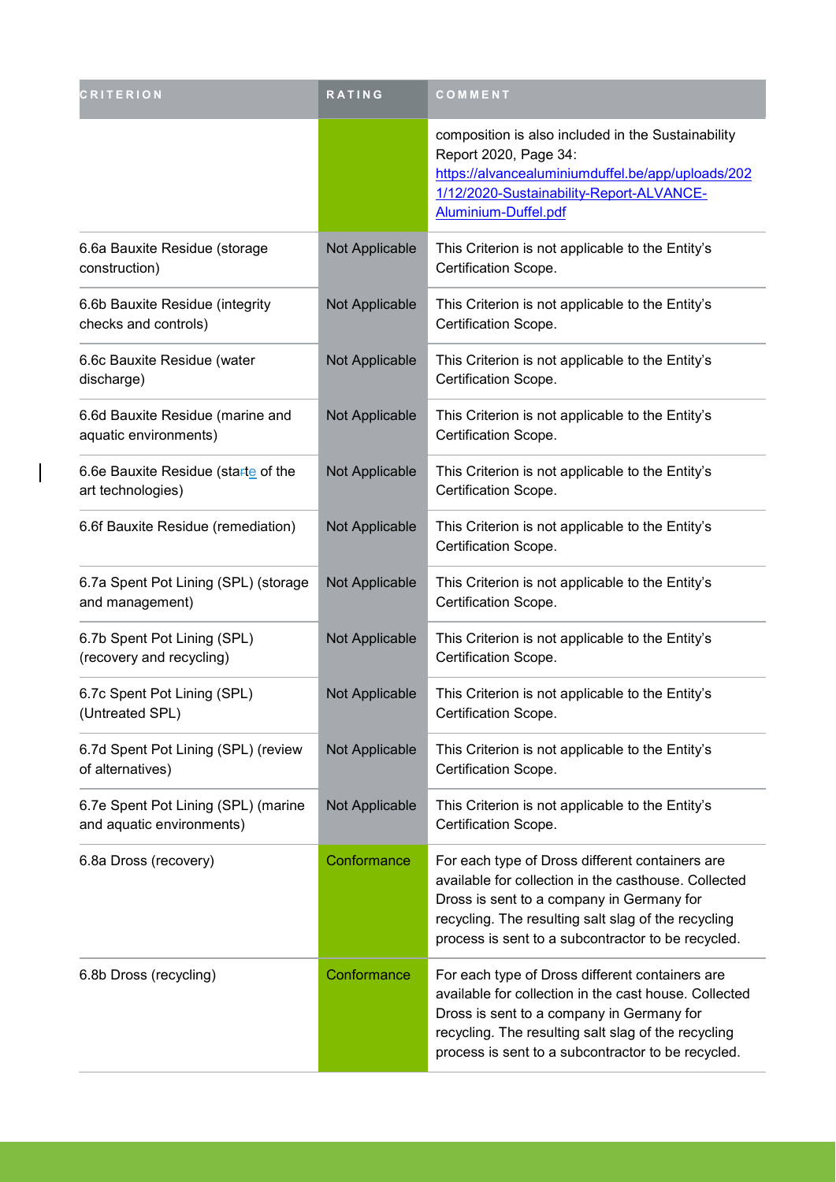| CRITERION | RATING | COMMENT |
|---|---|---|
| | | composition is also included in the Sustainability Report 2020, Page 34: https://alvancealuminiumduffel.be/app/uploads/2021/12/2020-Sustainability-Report-ALVANCE-Aluminium-Duffel.pdf |
| 6.6a Bauxite Residue (storage construction) | Not Applicable | This Criterion is not applicable to the Entity's Certification Scope. |
| 6.6b Bauxite Residue (integrity checks and controls) | Not Applicable | This Criterion is not applicable to the Entity's Certification Scope. |
| 6.6c Bauxite Residue (water discharge) | Not Applicable | This Criterion is not applicable to the Entity's Certification Scope. |
| 6.6d Bauxite Residue (marine and aquatic environments) | Not Applicable | This Criterion is not applicable to the Entity's Certification Scope. |
| 6.6e Bauxite Residue (state of the art technologies) | Not Applicable | This Criterion is not applicable to the Entity's Certification Scope. |
| 6.6f Bauxite Residue (remediation) | Not Applicable | This Criterion is not applicable to the Entity's Certification Scope. |
| 6.7a Spent Pot Lining (SPL) (storage and management) | Not Applicable | This Criterion is not applicable to the Entity's Certification Scope. |
| 6.7b Spent Pot Lining (SPL) (recovery and recycling) | Not Applicable | This Criterion is not applicable to the Entity's Certification Scope. |
| 6.7c Spent Pot Lining (SPL) (Untreated SPL) | Not Applicable | This Criterion is not applicable to the Entity's Certification Scope. |
| 6.7d Spent Pot Lining (SPL) (review of alternatives) | Not Applicable | This Criterion is not applicable to the Entity's Certification Scope. |
| 6.7e Spent Pot Lining (SPL) (marine and aquatic environments) | Not Applicable | This Criterion is not applicable to the Entity's Certification Scope. |
| 6.8a Dross (recovery) | Conformance | For each type of Dross different containers are available for collection in the casthouse. Collected Dross is sent to a company in Germany for recycling. The resulting salt slag of the recycling process is sent to a subcontractor to be recycled. |
| 6.8b Dross (recycling) | Conformance | For each type of Dross different containers are available for collection in the cast house. Collected Dross is sent to a company in Germany for recycling. The resulting salt slag of the recycling process is sent to a subcontractor to be recycled. |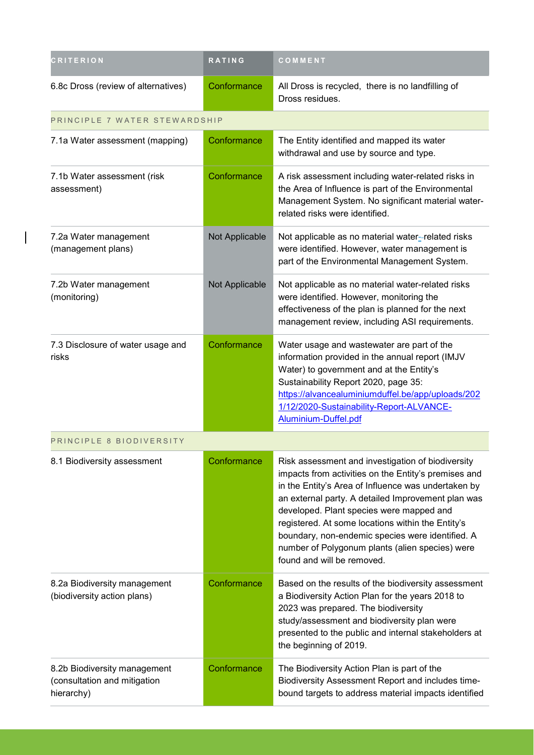| CRITERION | RATING | COMMENT |
| --- | --- | --- |
| 6.8c Dross (review of alternatives) | Conformance | All Dross is recycled,  there is no landfilling of Dross residues. |
| PRINCIPLE 7 WATER STEWARDSHIP | | |
| 7.1a Water assessment (mapping) | Conformance | The Entity identified and mapped its water withdrawal and use by source and type. |
| 7.1b Water assessment (risk assessment) | Conformance | A risk assessment including water-related risks in the Area of Influence is part of the Environmental Management System. No significant material water-related risks were identified. |
| 7.2a Water management (management plans) | Not Applicable | Not applicable as no material water-related risks were identified. However, water management is part of the Environmental Management System. |
| 7.2b Water management (monitoring) | Not Applicable | Not applicable as no material water-related risks were identified. However, monitoring the effectiveness of the plan is planned for the next management review, including ASI requirements. |
| 7.3 Disclosure of water usage and risks | Conformance | Water usage and wastewater are part of the information provided in the annual report (IMJV Water) to government and at the Entity's Sustainability Report 2020, page 35: https://alvancealuminiumduffel.be/app/uploads/2021/12/2020-Sustainability-Report-ALVANCE-Aluminium-Duffel.pdf |
| PRINCIPLE 8 BIODIVERSITY | | |
| 8.1 Biodiversity assessment | Conformance | Risk assessment and investigation of biodiversity impacts from activities on the Entity's premises and in the Entity's Area of Influence was undertaken by an external party. A detailed Improvement plan was developed. Plant species were mapped and registered. At some locations within the Entity's boundary, non-endemic species were identified. A number of Polygonum plants (alien species) were found and will be removed. |
| 8.2a Biodiversity management (biodiversity action plans) | Conformance | Based on the results of the biodiversity assessment a Biodiversity Action Plan for the years 2018 to 2023 was prepared. The biodiversity study/assessment and biodiversity plan were presented to the public and internal stakeholders at the beginning of 2019. |
| 8.2b Biodiversity management (consultation and mitigation hierarchy) | Conformance | The Biodiversity Action Plan is part of the Biodiversity Assessment Report and includes time-bound targets to address material impacts identified |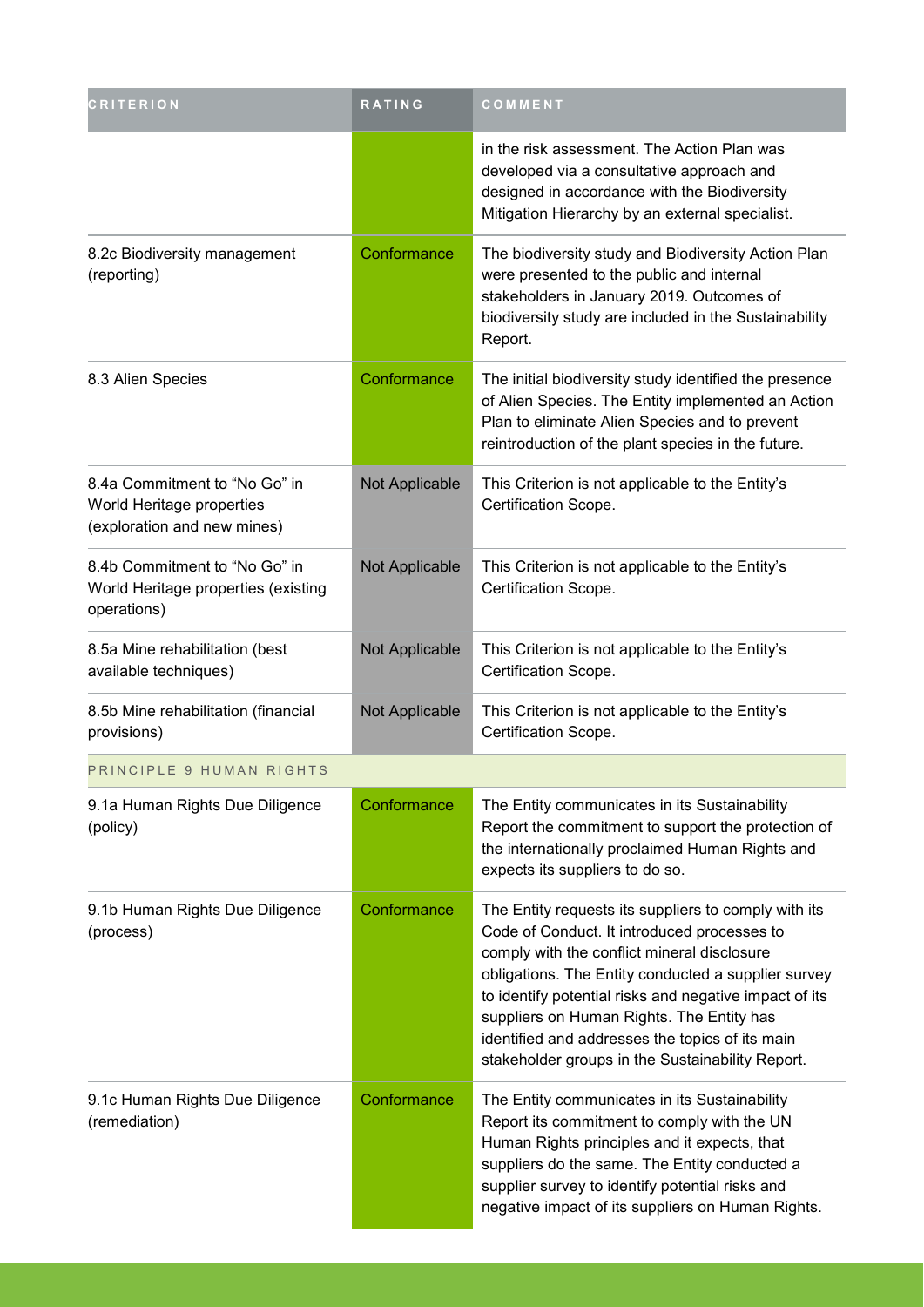| CRITERION | RATING | COMMENT |
| --- | --- | --- |
| | | in the risk assessment. The Action Plan was developed via a consultative approach and designed in accordance with the Biodiversity Mitigation Hierarchy by an external specialist. |
| 8.2c Biodiversity management (reporting) | Conformance | The biodiversity study and Biodiversity Action Plan were presented to the public and internal stakeholders in January 2019. Outcomes of biodiversity study are included in the Sustainability Report. |
| 8.3 Alien Species | Conformance | The initial biodiversity study identified the presence of Alien Species. The Entity implemented an Action Plan to eliminate Alien Species and to prevent reintroduction of the plant species in the future. |
| 8.4a Commitment to “No Go” in World Heritage properties (exploration and new mines) | Not Applicable | This Criterion is not applicable to the Entity’s Certification Scope. |
| 8.4b Commitment to “No Go” in World Heritage properties (existing operations) | Not Applicable | This Criterion is not applicable to the Entity’s Certification Scope. |
| 8.5a Mine rehabilitation (best available techniques) | Not Applicable | This Criterion is not applicable to the Entity’s Certification Scope. |
| 8.5b Mine rehabilitation (financial provisions) | Not Applicable | This Criterion is not applicable to the Entity’s Certification Scope. |
| PRINCIPLE 9 HUMAN RIGHTS | | |
| 9.1a Human Rights Due Diligence (policy) | Conformance | The Entity communicates in its Sustainability Report the commitment to support the protection of the internationally proclaimed Human Rights and expects its suppliers to do so. |
| 9.1b Human Rights Due Diligence (process) | Conformance | The Entity requests its suppliers to comply with its Code of Conduct. It introduced processes to comply with the conflict mineral disclosure obligations. The Entity conducted a supplier survey to identify potential risks and negative impact of its suppliers on Human Rights. The Entity has identified and addresses the topics of its main stakeholder groups in the Sustainability Report. |
| 9.1c Human Rights Due Diligence (remediation) | Conformance | The Entity communicates in its Sustainability Report its commitment to comply with the UN Human Rights principles and it expects, that suppliers do the same. The Entity conducted a supplier survey to identify potential risks and negative impact of its suppliers on Human Rights. |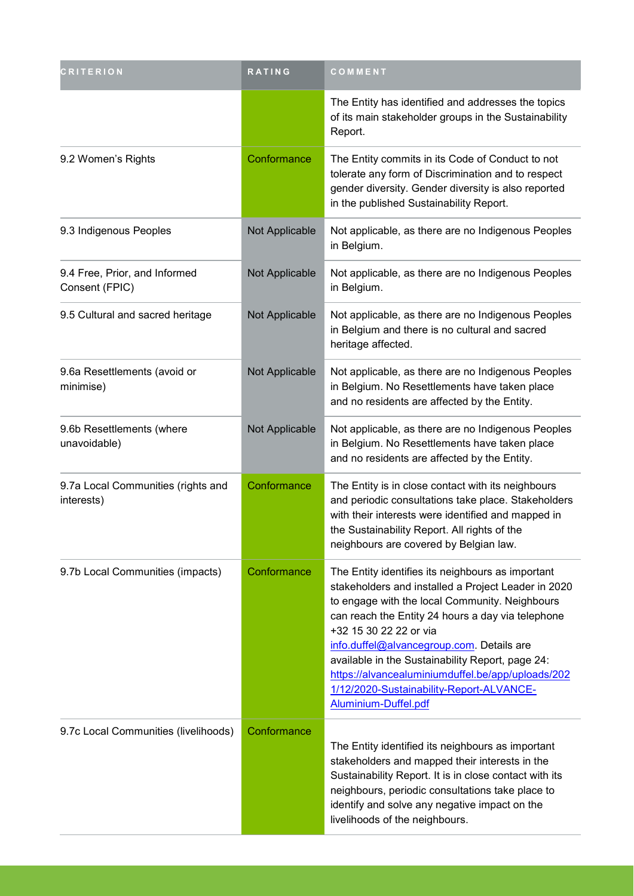| CRITERION | RATING | COMMENT |
| --- | --- | --- |
| | | The Entity has identified and addresses the topics of its main stakeholder groups in the Sustainability Report. |
| 9.2 Women's Rights | Conformance | The Entity commits in its Code of Conduct to not tolerate any form of Discrimination and to respect gender diversity. Gender diversity is also reported in the published Sustainability Report. |
| 9.3 Indigenous Peoples | Not Applicable | Not applicable, as there are no Indigenous Peoples in Belgium. |
| 9.4 Free, Prior, and Informed Consent (FPIC) | Not Applicable | Not applicable, as there are no Indigenous Peoples in Belgium. |
| 9.5 Cultural and sacred heritage | Not Applicable | Not applicable, as there are no Indigenous Peoples in Belgium and there is no cultural and sacred heritage affected. |
| 9.6a Resettlements (avoid or minimise) | Not Applicable | Not applicable, as there are no Indigenous Peoples in Belgium. No Resettlements have taken place and no residents are affected by the Entity. |
| 9.6b Resettlements (where unavoidable) | Not Applicable | Not applicable, as there are no Indigenous Peoples in Belgium. No Resettlements have taken place and no residents are affected by the Entity. |
| 9.7a Local Communities (rights and interests) | Conformance | The Entity is in close contact with its neighbours and periodic consultations take place. Stakeholders with their interests were identified and mapped in the Sustainability Report. All rights of the neighbours are covered by Belgian law. |
| 9.7b Local Communities (impacts) | Conformance | The Entity identifies its neighbours as important stakeholders and installed a Project Leader in 2020 to engage with the local Community. Neighbours can reach the Entity 24 hours a day via telephone +32 15 30 22 22 or via info.duffel@alvancegroup.com. Details are available in the Sustainability Report, page 24: https://alvancealuminiumduffel.be/app/uploads/2021/12/2020-Sustainability-Report-ALVANCE-Aluminium-Duffel.pdf |
| 9.7c Local Communities (livelihoods) | Conformance | The Entity identified its neighbours as important stakeholders and mapped their interests in the Sustainability Report. It is in close contact with its neighbours, periodic consultations take place to identify and solve any negative impact on the livelihoods of the neighbours. |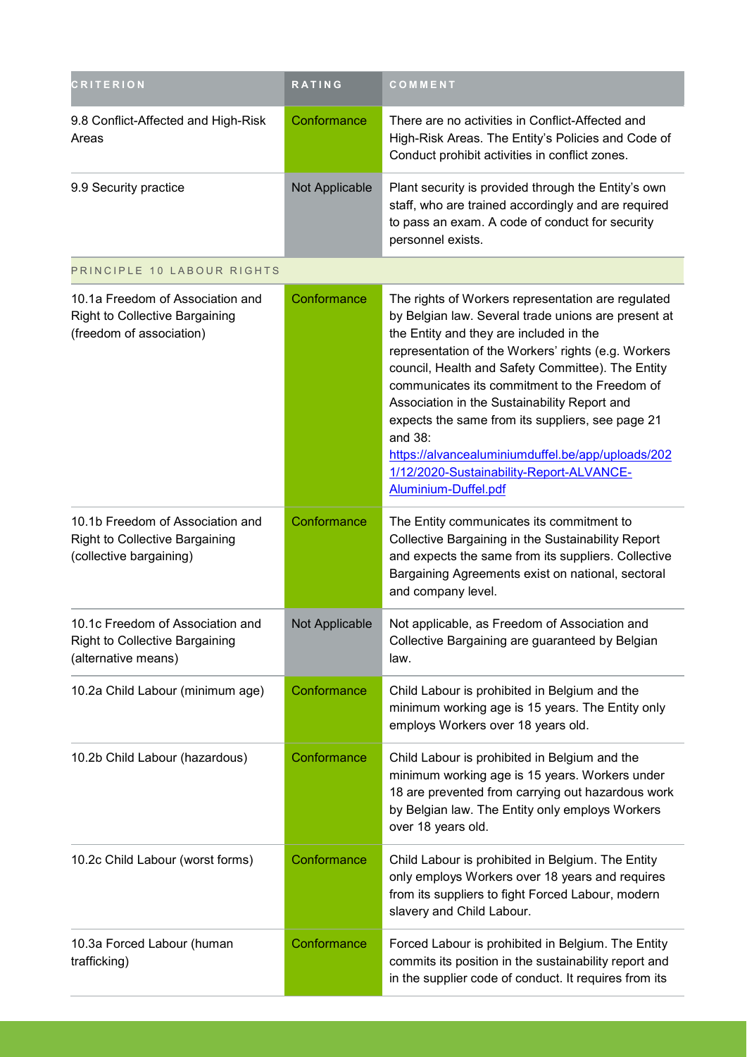| CRITERION | RATING | COMMENT |
| --- | --- | --- |
| 9.8 Conflict-Affected and High-Risk Areas | Conformance | There are no activities in Conflict-Affected and High-Risk Areas. The Entity's Policies and Code of Conduct prohibit activities in conflict zones. |
| 9.9 Security practice | Not Applicable | Plant security is provided through the Entity's own staff, who are trained accordingly and are required to pass an exam. A code of conduct for security personnel exists. |
| PRINCIPLE 10 LABOUR RIGHTS | | |
| 10.1a Freedom of Association and Right to Collective Bargaining (freedom of association) | Conformance | The rights of Workers representation are regulated by Belgian law. Several trade unions are present at the Entity and they are included in the representation of the Workers' rights (e.g. Workers council, Health and Safety Committee). The Entity communicates its commitment to the Freedom of Association in the Sustainability Report and expects the same from its suppliers, see page 21 and 38: [https://alvancealuminiumduffel.be/app/uploads/2021/12/2020-Sustainability-Report-ALVANCE-Aluminium-Duffel.pdf](https://alvancealuminiumduffel.be/app/uploads/2021/12/2020-Sustainability-Report-ALVANCE-Aluminium-Duffel.pdf) |
| 10.1b Freedom of Association and Right to Collective Bargaining (collective bargaining) | Conformance | The Entity communicates its commitment to Collective Bargaining in the Sustainability Report and expects the same from its suppliers. Collective Bargaining Agreements exist on national, sectoral and company level. |
| 10.1c Freedom of Association and Right to Collective Bargaining (alternative means) | Not Applicable | Not applicable, as Freedom of Association and Collective Bargaining are guaranteed by Belgian law. |
| 10.2a Child Labour (minimum age) | Conformance | Child Labour is prohibited in Belgium and the minimum working age is 15 years. The Entity only employs Workers over 18 years old. |
| 10.2b Child Labour (hazardous) | Conformance | Child Labour is prohibited in Belgium and the minimum working age is 15 years. Workers under 18 are prevented from carrying out hazardous work by Belgian law. The Entity only employs Workers over 18 years old. |
| 10.2c Child Labour (worst forms) | Conformance | Child Labour is prohibited in Belgium. The Entity only employs Workers over 18 years and requires from its suppliers to fight Forced Labour, modern slavery and Child Labour. |
| 10.3a Forced Labour (human trafficking) | Conformance | Forced Labour is prohibited in Belgium. The Entity commits its position in the sustainability report and in the supplier code of conduct. It requires from its |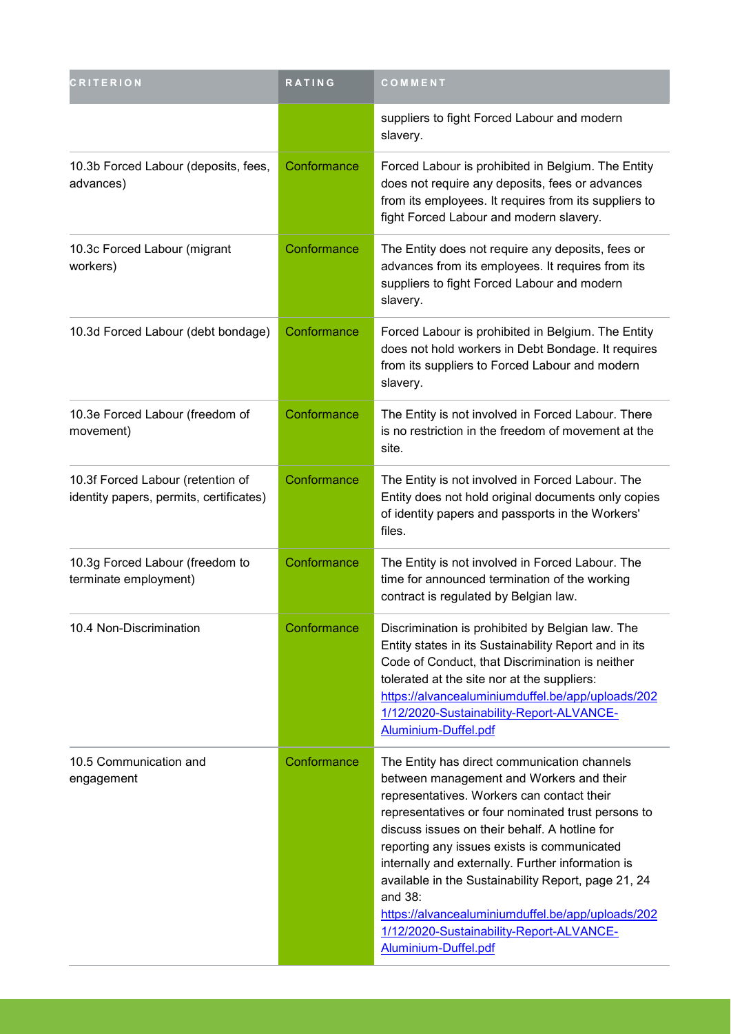| CRITERION | RATING | COMMENT |
| --- | --- | --- |
| | | suppliers to fight Forced Labour and modern slavery. |
| 10.3b Forced Labour (deposits, fees, advances) | Conformance | Forced Labour is prohibited in Belgium. The Entity does not require any deposits, fees or advances from its employees. It requires from its suppliers to fight Forced Labour and modern slavery. |
| 10.3c Forced Labour (migrant workers) | Conformance | The Entity does not require any deposits, fees or advances from its employees. It requires from its suppliers to fight Forced Labour and modern slavery. |
| 10.3d Forced Labour (debt bondage) | Conformance | Forced Labour is prohibited in Belgium. The Entity does not hold workers in Debt Bondage. It requires from its suppliers to Forced Labour and modern slavery. |
| 10.3e Forced Labour (freedom of movement) | Conformance | The Entity is not involved in Forced Labour. There is no restriction in the freedom of movement at the site. |
| 10.3f Forced Labour (retention of identity papers, permits, certificates) | Conformance | The Entity is not involved in Forced Labour. The Entity does not hold original documents only copies of identity papers and passports in the Workers' files. |
| 10.3g Forced Labour (freedom to terminate employment) | Conformance | The Entity is not involved in Forced Labour. The time for announced termination of the working contract is regulated by Belgian law. |
| 10.4 Non-Discrimination | Conformance | Discrimination is prohibited by Belgian law. The Entity states in its Sustainability Report and in its Code of Conduct, that Discrimination is neither tolerated at the site nor at the suppliers: https://alvancealuminiumduffel.be/app/uploads/2021/12/2020-Sustainability-Report-ALVANCE-Aluminium-Duffel.pdf |
| 10.5 Communication and engagement | Conformance | The Entity has direct communication channels between management and Workers and their representatives. Workers can contact their representatives or four nominated trust persons to discuss issues on their behalf. A hotline for reporting any issues exists is communicated internally and externally. Further information is available in the Sustainability Report, page 21, 24 and 38: https://alvancealuminiumduffel.be/app/uploads/2021/12/2020-Sustainability-Report-ALVANCE-Aluminium-Duffel.pdf |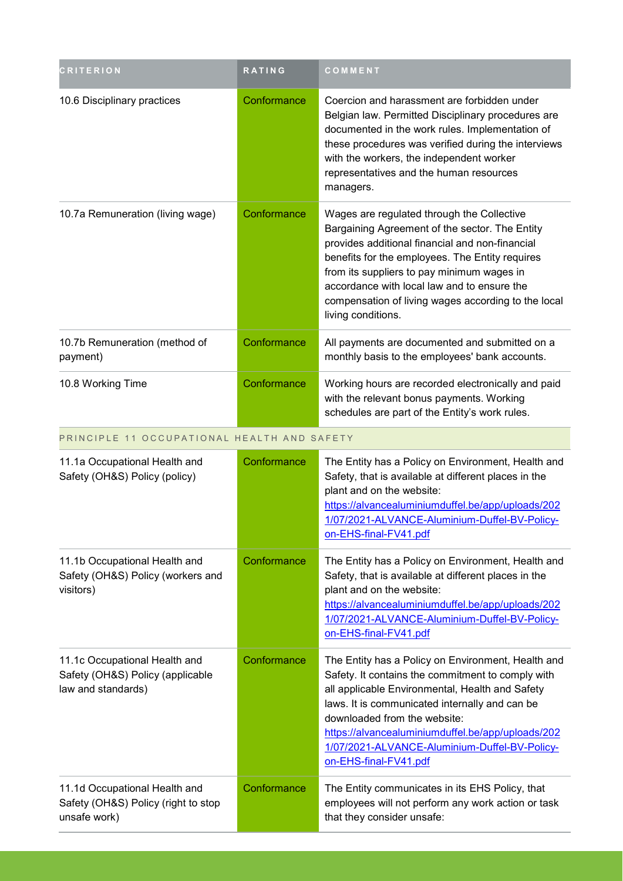| CRITERION | RATING | COMMENT |
| --- | --- | --- |
| 10.6 Disciplinary practices | Conformance | Coercion and harassment are forbidden under Belgian law. Permitted Disciplinary procedures are documented in the work rules. Implementation of these procedures was verified during the interviews with the workers, the independent worker representatives and the human resources managers. |
| 10.7a Remuneration (living wage) | Conformance | Wages are regulated through the Collective Bargaining Agreement of the sector. The Entity provides additional financial and non-financial benefits for the employees. The Entity requires from its suppliers to pay minimum wages in accordance with local law and to ensure the compensation of living wages according to the local living conditions. |
| 10.7b Remuneration (method of payment) | Conformance | All payments are documented and submitted on a monthly basis to the employees' bank accounts. |
| 10.8 Working Time | Conformance | Working hours are recorded electronically and paid with the relevant bonus payments. Working schedules are part of the Entity's work rules. |
| PRINCIPLE 11 OCCUPATIONAL HEALTH AND SAFETY | | |
| 11.1a Occupational Health and Safety (OH&S) Policy (policy) | Conformance | The Entity has a Policy on Environment, Health and Safety, that is available at different places in the plant and on the website: https://alvancealuminiumduffel.be/app/uploads/2021/07/2021-ALVANCE-Aluminium-Duffel-BV-Policy-on-EHS-final-FV41.pdf |
| 11.1b Occupational Health and Safety (OH&S) Policy (workers and visitors) | Conformance | The Entity has a Policy on Environment, Health and Safety, that is available at different places in the plant and on the website: https://alvancealuminiumduffel.be/app/uploads/2021/07/2021-ALVANCE-Aluminium-Duffel-BV-Policy-on-EHS-final-FV41.pdf |
| 11.1c Occupational Health and Safety (OH&S) Policy (applicable law and standards) | Conformance | The Entity has a Policy on Environment, Health and Safety. It contains the commitment to comply with all applicable Environmental, Health and Safety laws. It is communicated internally and can be downloaded from the website: https://alvancealuminiumduffel.be/app/uploads/2021/07/2021-ALVANCE-Aluminium-Duffel-BV-Policy-on-EHS-final-FV41.pdf |
| 11.1d Occupational Health and Safety (OH&S) Policy (right to stop unsafe work) | Conformance | The Entity communicates in its EHS Policy, that employees will not perform any work action or task that they consider unsafe: |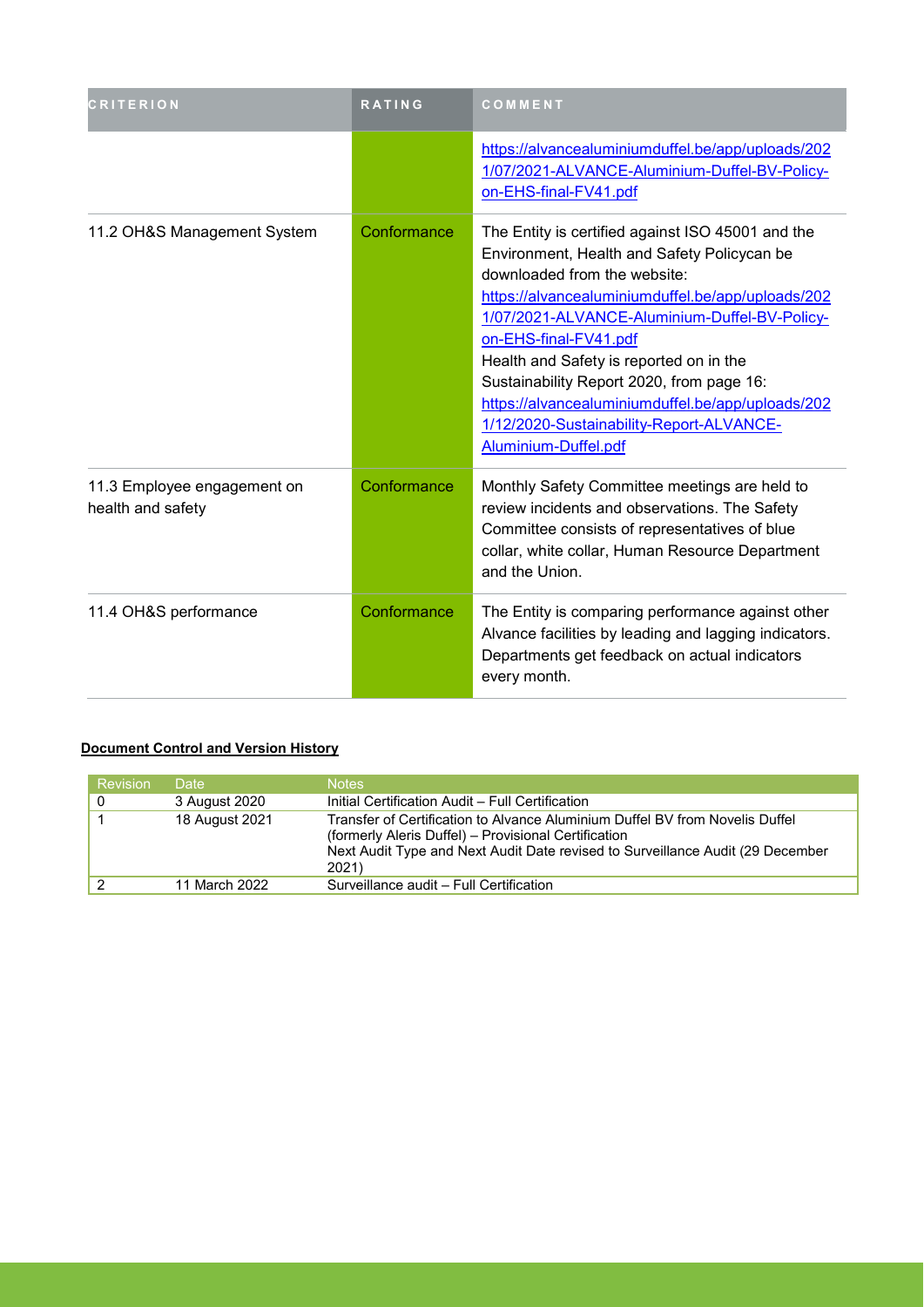| CRITERION | RATING | COMMENT |
|---|---|---|
| | | https://alvancealuminiumduffel.be/app/uploads/2021/07/2021-ALVANCE-Aluminium-Duffel-BV-Policy-on-EHS-final-FV41.pdf |
| 11.2 OH&S Management System | Conformance | The Entity is certified against ISO 45001 and the Environment, Health and Safety Policycan be downloaded from the website: https://alvancealuminiumduffel.be/app/uploads/2021/07/2021-ALVANCE-Aluminium-Duffel-BV-Policy-on-EHS-final-FV41.pdf Health and Safety is reported on in the Sustainability Report 2020, from page 16: https://alvancealuminiumduffel.be/app/uploads/2021/12/2020-Sustainability-Report-ALVANCE-Aluminium-Duffel.pdf |
| 11.3 Employee engagement on health and safety | Conformance | Monthly Safety Committee meetings are held to review incidents and observations. The Safety Committee consists of representatives of blue collar, white collar, Human Resource Department and the Union. |
| 11.4 OH&S performance | Conformance | The Entity is comparing performance against other Alvance facilities by leading and lagging indicators. Departments get feedback on actual indicators every month. |

**Document Control and Version History**

| Revision | Date | Notes |
|---|---|---|
| 0 | 3 August 2020 | Initial Certification Audit – Full Certification |
| 1 | 18 August 2021 | Transfer of Certification to Alvance Aluminium Duffel BV from Novelis Duffel (formerly Aleris Duffel) – Provisional Certification<br>Next Audit Type and Next Audit Date revised to Surveillance Audit (29 December 2021) |
| 2 | 11 March 2022 | Surveillance audit – Full Certification |